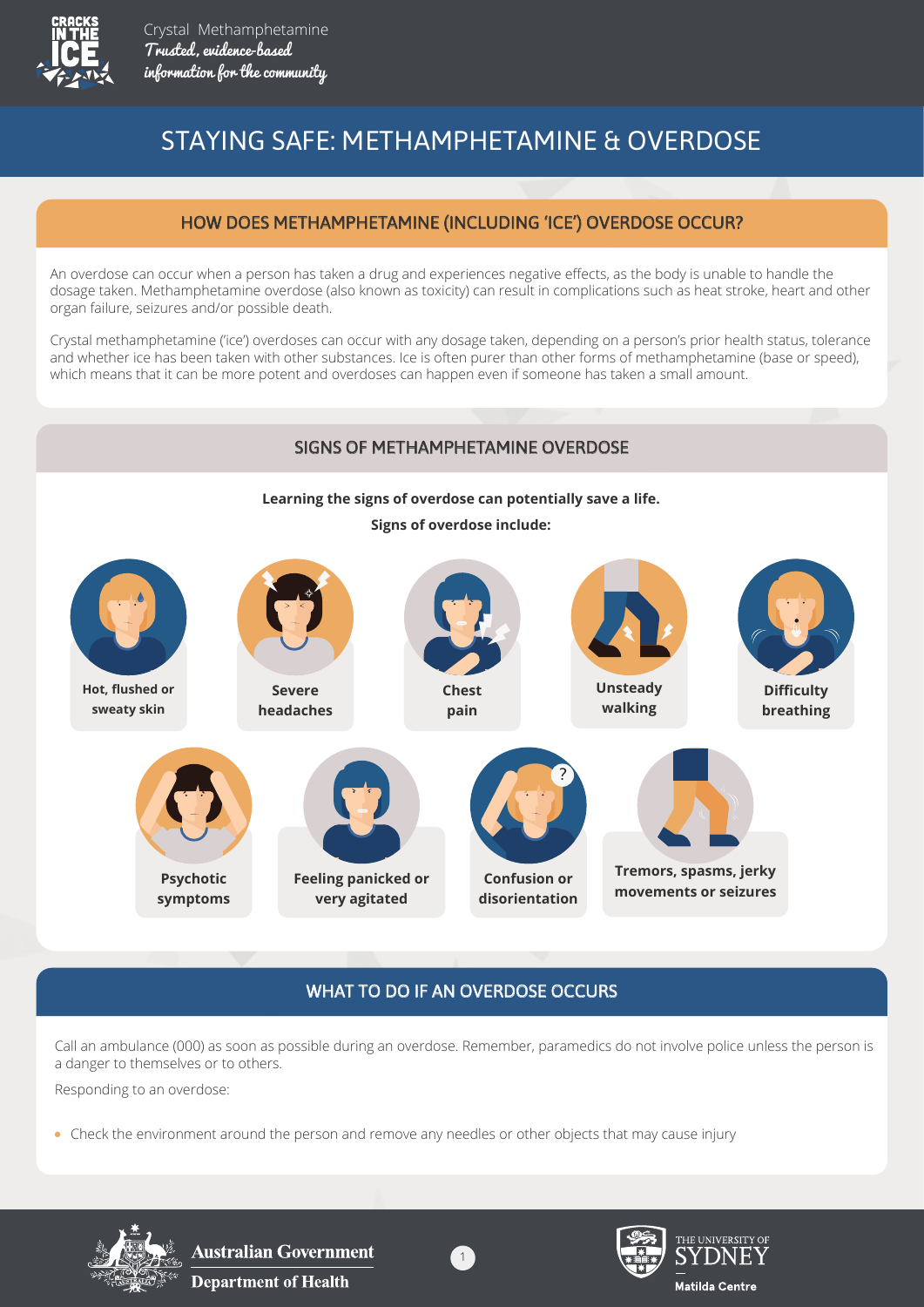CRACKS IN THE ICE

Crystal Methamphetamine
*Trusted, evidence-based information for the community*

# STAYING SAFE: METHAMPHETAMINE & OVERDOSE

## HOW DOES METHAMPHETAMINE (INCLUDING 'ICE') OVERDOSE OCCUR?

An overdose can occur when a person has taken a drug and experiences negative effects, as the body is unable to handle the dosage taken. Methamphetamine overdose (also known as toxicity) can result in complications such as heat stroke, heart and other organ failure, seizures and/or possible death.

Crystal methamphetamine ('ice') overdoses can occur with any dosage taken, depending on a person's prior health status, tolerance and whether ice has been taken with other substances. Ice is often purer than other forms of methamphetamine (base or speed), which means that it can be more potent and overdoses can happen even if someone has taken a small amount.

## SIGNS OF METHAMPHETAMINE OVERDOSE

**Learning the signs of overdose can potentially save a life.**

**Signs of overdose include:**

- **Hot, flushed or sweaty skin**
- **Severe headaches**
- **Chest pain**
- **Unsteady walking**
- **Difficulty breathing**
- **Psychotic symptoms**
- **Feeling panicked or very agitated**
- **Confusion or disorientation**
- **Tremors, spasms, jerky movements or seizures**

## WHAT TO DO IF AN OVERDOSE OCCURS

Call an ambulance (000) as soon as possible during an overdose. Remember, paramedics do not involve police unless the person is a danger to themselves or to others.

Responding to an overdose:

- Check the environment around the person and remove any needles or other objects that may cause injury

Australian Government Department of Health

The University of Sydney Matilda Centre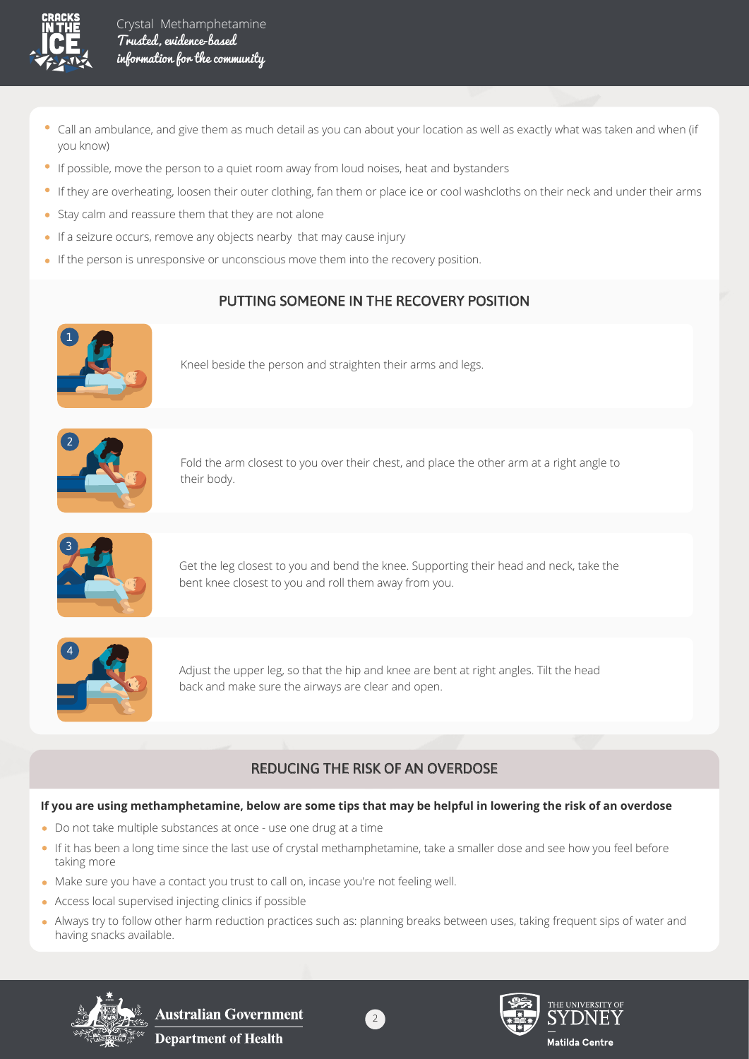- Call an ambulance, and give them as much detail as you can about your location as well as exactly what was taken and when (if you know)
- If possible, move the person to a quiet room away from loud noises, heat and bystanders
- If they are overheating, loosen their outer clothing, fan them or place ice or cool washcloths on their neck and under their arms
- Stay calm and reassure them that they are not alone
- If a seizure occurs, remove any objects nearby that may cause injury
- If the person is unresponsive or unconscious move them into the recovery position.

## PUTTING SOMEONE IN THE RECOVERY POSITION

1. Kneel beside the person and straighten their arms and legs.
2. Fold the arm closest to you over their chest, and place the other arm at a right angle to their body.
3. Get the leg closest to you and bend the knee. Supporting their head and neck, take the bent knee closest to you and roll them away from you.
4. Adjust the upper leg, so that the hip and knee are bent at right angles. Tilt the head back and make sure the airways are clear and open.

## REDUCING THE RISK OF AN OVERDOSE

**If you are using methamphetamine, below are some tips that may be helpful in lowering the risk of an overdose**

- Do not take multiple substances at once - use one drug at a time
- If it has been a long time since the last use of crystal methamphetamine, take a smaller dose and see how you feel before taking more
- Make sure you have a contact you trust to call on, incase you're not feeling well.
- Access local supervised injecting clinics if possible
- Always try to follow other harm reduction practices such as: planning breaks between uses, taking frequent sips of water and having snacks available.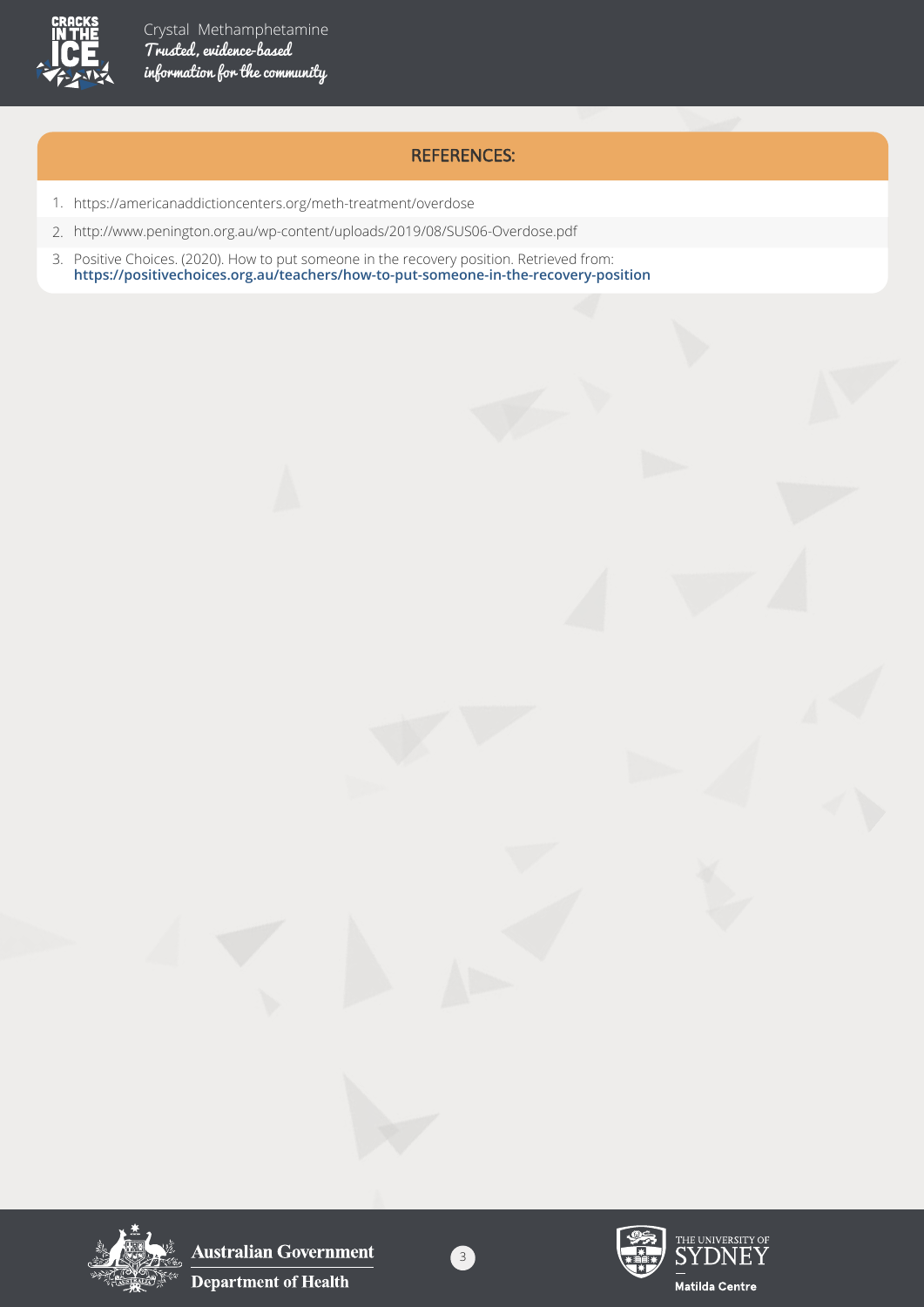## REFERENCES:

1. https://americanaddictioncenters.org/meth-treatment/overdose
2. http://www.penington.org.au/wp-content/uploads/2019/08/SUS06-Overdose.pdf
3. Positive Choices. (2020). How to put someone in the recovery position. Retrieved from: **https://positivechoices.org.au/teachers/how-to-put-someone-in-the-recovery-position**